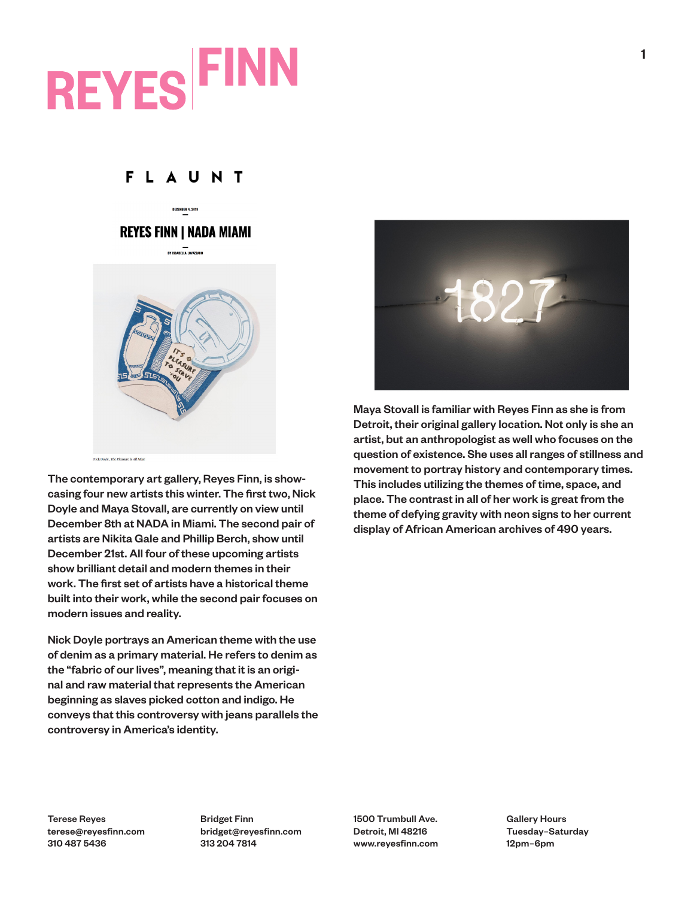# REYES FINN

FLAUNT

DECEMBER 4, 2019

## REYES FINN | NADA MIAMI

BY ISSABELLA LOVAZZANO

Nick Doyle, *The Pleasure is All Mine*

The contemporary art gallery, Reyes Finn, is showcasing four new artists this winter. The first two, Nick Doyle and Maya Stovall, are currently on view until December 8th at NADA in Miami. The second pair of artists are Nikita Gale and Phillip Berch, show until December 21st. All four of these upcoming artists show brilliant detail and modern themes in their work. The first set of artists have a historical theme built into their work, while the second pair focuses on modern issues and reality.

Nick Doyle portrays an American theme with the use of denim as a primary material. He refers to denim as the "fabric of our lives", meaning that it is an original and raw material that represents the American beginning as slaves picked cotton and indigo. He conveys that this controversy with jeans parallels the controversy in America's identity.

Maya Stovall is familiar with Reyes Finn as she is from Detroit, their original gallery location. Not only is she an artist, but an anthropologist as well who focuses on the question of existence. She uses all ranges of stillness and movement to portray history and contemporary times. This includes utilizing the themes of time, space, and place. The contrast in all of her work is great from the theme of defying gravity with neon signs to her current display of African American archives of 490 years.

Terese Reyes
terese@reyesfinn.com
310 487 5436

Bridget Finn
bridget@reyesfinn.com
313 204 7814

1500 Trumbull Ave.
Detroit, MI 48216
www.reyesfinn.com

Gallery Hours
Tuesday–Saturday
12pm–6pm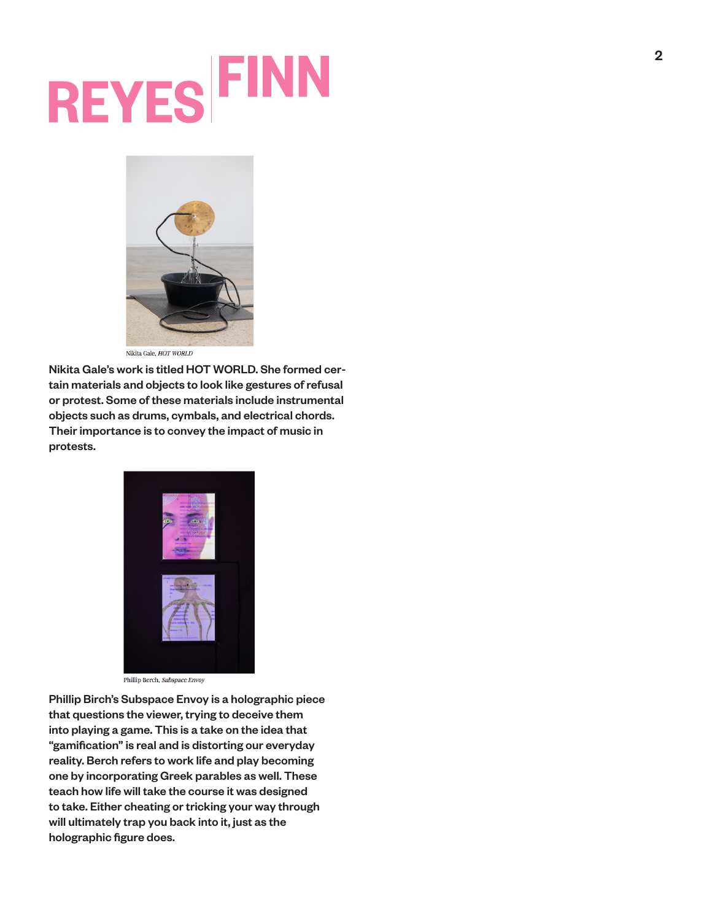# REYES | FINN

Nikita Gale, *HOT WORLD*

Nikita Gale's work is titled HOT WORLD. She formed certain materials and objects to look like gestures of refusal or protest. Some of these materials include instrumental objects such as drums, cymbals, and electrical chords. Their importance is to convey the impact of music in protests.

Phillip Berch, *Subspace Envoy*

Phillip Birch's Subspace Envoy is a holographic piece that questions the viewer, trying to deceive them into playing a game. This is a take on the idea that "gamification" is real and is distorting our everyday reality. Berch refers to work life and play becoming one by incorporating Greek parables as well. These teach how life will take the course it was designed to take. Either cheating or tricking your way through will ultimately trap you back into it, just as the holographic figure does.